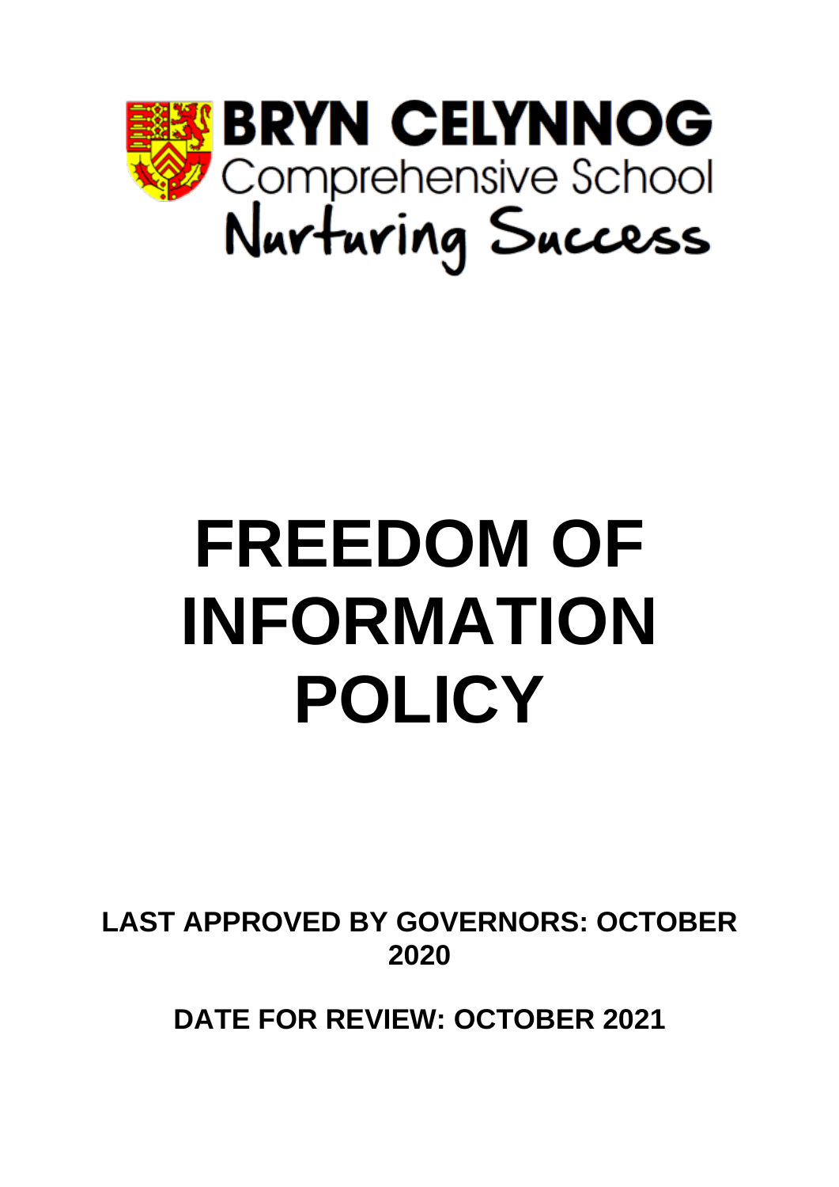**BRYN CELYNNOG**
Comprehensive School
Nurturing Success

# FREEDOM OF INFORMATION POLICY

**LAST APPROVED BY GOVERNORS: OCTOBER 2020**

**DATE FOR REVIEW: OCTOBER 2021**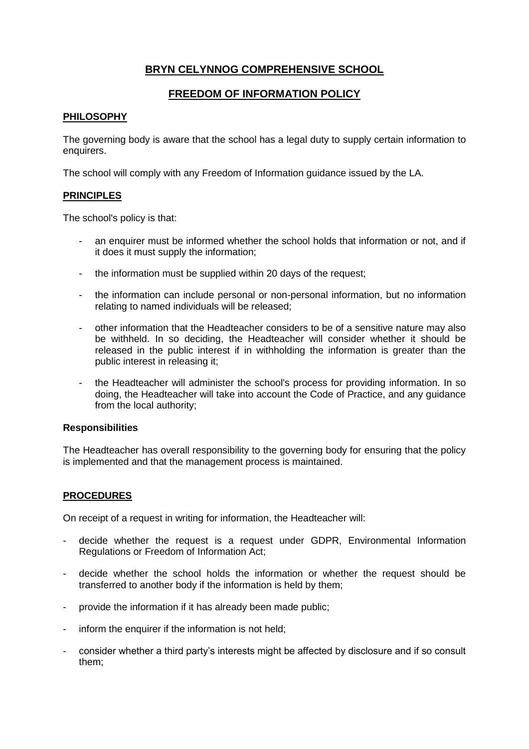# BRYN CELYNNOG COMPREHENSIVE SCHOOL

## FREEDOM OF INFORMATION POLICY

### PHILOSOPHY

The governing body is aware that the school has a legal duty to supply certain information to enquirers.

The school will comply with any Freedom of Information guidance issued by the LA.

### PRINCIPLES

The school's policy is that:

- an enquirer must be informed whether the school holds that information or not, and if it does it must supply the information;
- the information must be supplied within 20 days of the request;
- the information can include personal or non-personal information, but no information relating to named individuals will be released;
- other information that the Headteacher considers to be of a sensitive nature may also be withheld. In so deciding, the Headteacher will consider whether it should be released in the public interest if in withholding the information is greater than the public interest in releasing it;
- the Headteacher will administer the school's process for providing information. In so doing, the Headteacher will take into account the Code of Practice, and any guidance from the local authority;

**Responsibilities**

The Headteacher has overall responsibility to the governing body for ensuring that the policy is implemented and that the management process is maintained.

### PROCEDURES

On receipt of a request in writing for information, the Headteacher will:

- decide whether the request is a request under GDPR, Environmental Information Regulations or Freedom of Information Act;
- decide whether the school holds the information or whether the request should be transferred to another body if the information is held by them;
- provide the information if it has already been made public;
- inform the enquirer if the information is not held;
- consider whether a third party's interests might be affected by disclosure and if so consult them;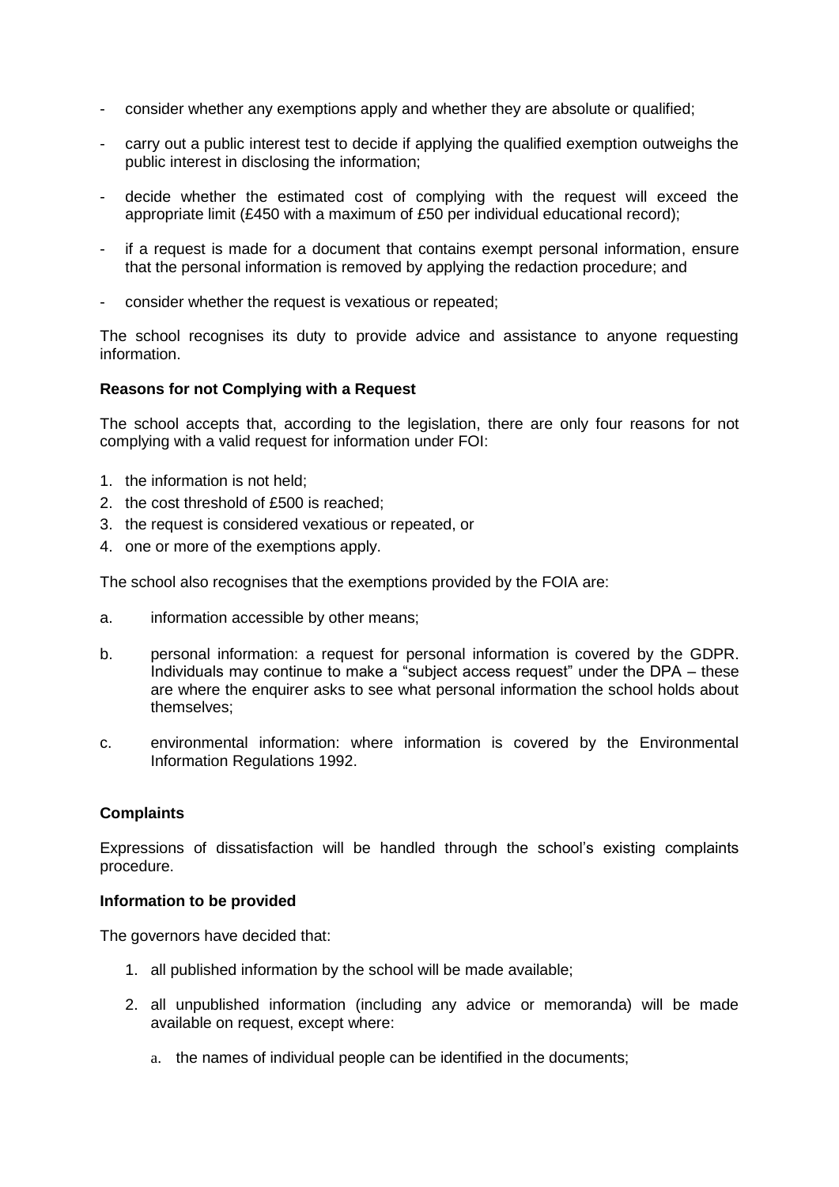- consider whether any exemptions apply and whether they are absolute or qualified;

- carry out a public interest test to decide if applying the qualified exemption outweighs the public interest in disclosing the information;

- decide whether the estimated cost of complying with the request will exceed the appropriate limit (£450 with a maximum of £50 per individual educational record);

- if a request is made for a document that contains exempt personal information, ensure that the personal information is removed by applying the redaction procedure; and

- consider whether the request is vexatious or repeated;

The school recognises its duty to provide advice and assistance to anyone requesting information.

**Reasons for not Complying with a Request**

The school accepts that, according to the legislation, there are only four reasons for not complying with a valid request for information under FOI:

1. the information is not held;
2. the cost threshold of £500 is reached;
3. the request is considered vexatious or repeated, or
4. one or more of the exemptions apply.

The school also recognises that the exemptions provided by the FOIA are:

a. information accessible by other means;

b. personal information: a request for personal information is covered by the GDPR. Individuals may continue to make a "subject access request" under the DPA – these are where the enquirer asks to see what personal information the school holds about themselves;

c. environmental information: where information is covered by the Environmental Information Regulations 1992.

**Complaints**

Expressions of dissatisfaction will be handled through the school's existing complaints procedure.

**Information to be provided**

The governors have decided that:

1. all published information by the school will be made available;

2. all unpublished information (including any advice or memoranda) will be made available on request, except where:

   a. the names of individual people can be identified in the documents;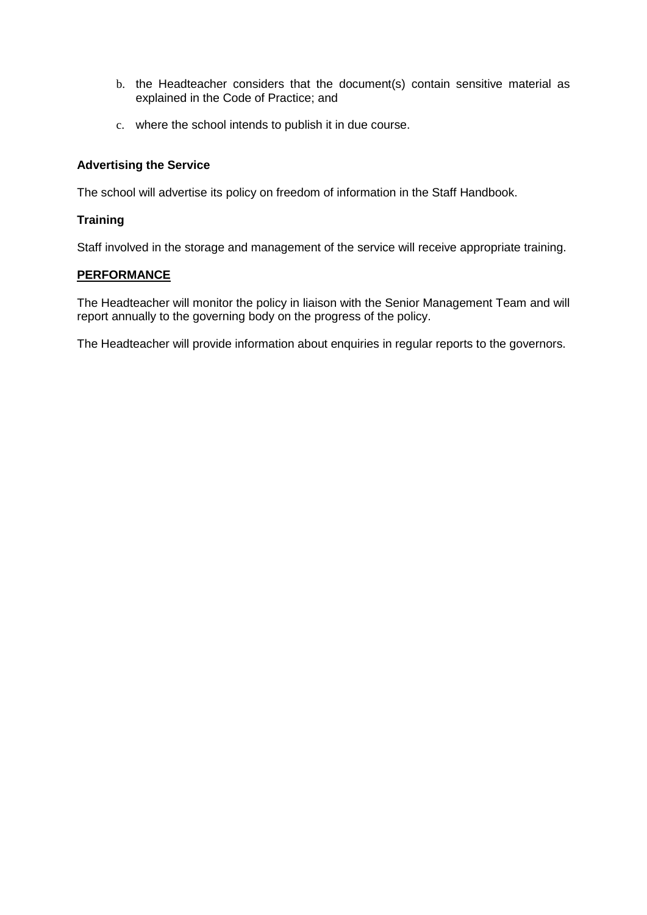b. the Headteacher considers that the document(s) contain sensitive material as explained in the Code of Practice; and

c. where the school intends to publish it in due course.

**Advertising the Service**

The school will advertise its policy on freedom of information in the Staff Handbook.

**Training**

Staff involved in the storage and management of the service will receive appropriate training.

**PERFORMANCE**

The Headteacher will monitor the policy in liaison with the Senior Management Team and will report annually to the governing body on the progress of the policy.

The Headteacher will provide information about enquiries in regular reports to the governors.